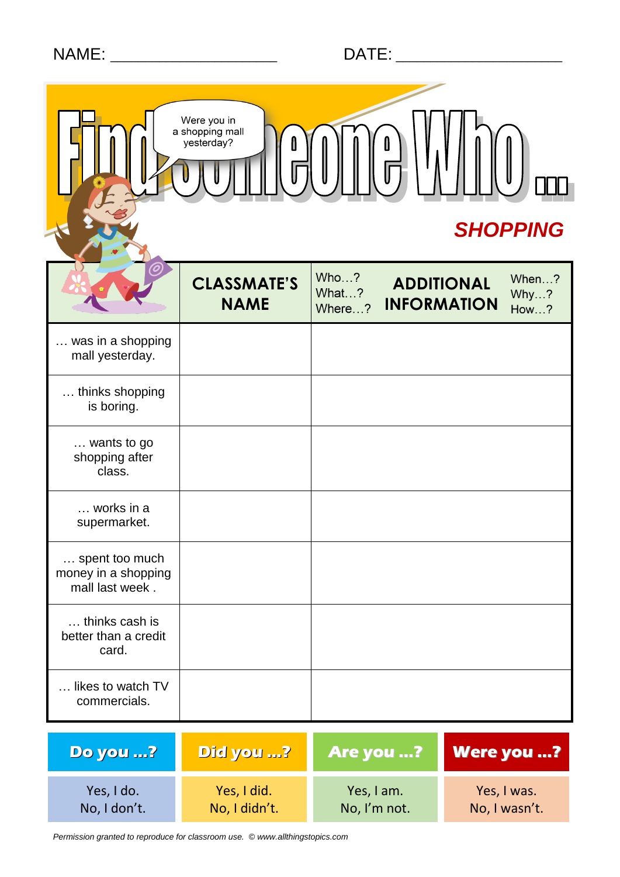NAME: ___________________ DATE: ___________________

# Find Someone Who ...

Were you in a shopping mall yesterday?

## *SHOPPING*

| | CLASSMATE'S NAME | Who…? What…? Where…? **ADDITIONAL INFORMATION** When…? Why…? How…? |
|---|---|---|
| … was in a shopping mall yesterday. | | |
| … thinks shopping is boring. | | |
| … wants to go shopping after class. | | |
| … works in a supermarket. | | |
| … spent too much money in a shopping mall last week . | | |
| … thinks cash is better than a credit card. | | |
| … likes to watch TV commercials. | | |

| Do you …? | Did you …? | Are you …? | Were you …? |
|---|---|---|---|
| Yes, I do. No, I don't. | Yes, I did. No, I didn't. | Yes, I am. No, I'm not. | Yes, I was. No, I wasn't. |

*Permission granted to reproduce for classroom use. © www.allthingstopics.com*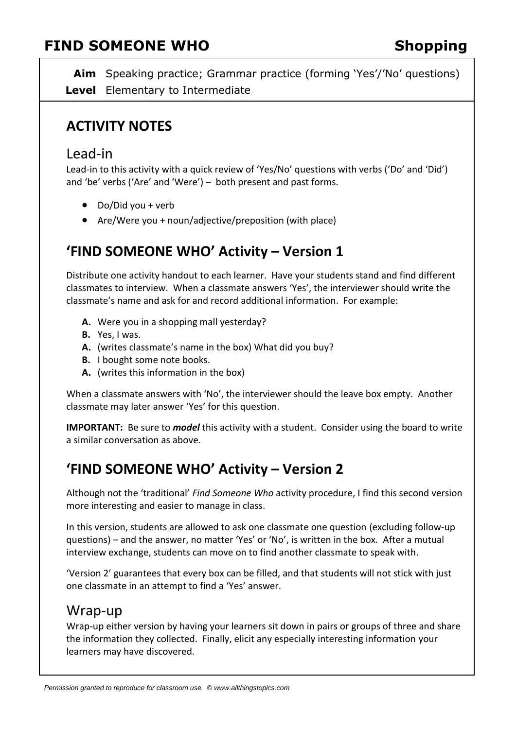# FIND SOMEONE WHO — Shopping

**Aim** Speaking practice; Grammar practice (forming 'Yes'/'No' questions)
**Level** Elementary to Intermediate

## ACTIVITY NOTES

### Lead-in

Lead-in to this activity with a quick review of 'Yes/No' questions with verbs ('Do' and 'Did') and 'be' verbs ('Are' and 'Were') – both present and past forms.

- Do/Did you + verb
- Are/Were you + noun/adjective/preposition (with place)

## 'FIND SOMEONE WHO' Activity – Version 1

Distribute one activity handout to each learner. Have your students stand and find different classmates to interview. When a classmate answers 'Yes', the interviewer should write the classmate's name and ask for and record additional information. For example:

**A.** Were you in a shopping mall yesterday?
**B.** Yes, I was.
**A.** (writes classmate's name in the box) What did you buy?
**B.** I bought some note books.
**A.** (writes this information in the box)

When a classmate answers with 'No', the interviewer should the leave box empty. Another classmate may later answer 'Yes' for this question.

**IMPORTANT:** Be sure to ***model*** this activity with a student. Consider using the board to write a similar conversation as above.

## 'FIND SOMEONE WHO' Activity – Version 2

Although not the 'traditional' *Find Someone Who* activity procedure, I find this second version more interesting and easier to manage in class.

In this version, students are allowed to ask one classmate one question (excluding follow-up questions) – and the answer, no matter 'Yes' or 'No', is written in the box. After a mutual interview exchange, students can move on to find another classmate to speak with.

'Version 2' guarantees that every box can be filled, and that students will not stick with just one classmate in an attempt to find a 'Yes' answer.

### Wrap-up

Wrap-up either version by having your learners sit down in pairs or groups of three and share the information they collected. Finally, elicit any especially interesting information your learners may have discovered.

*Permission granted to reproduce for classroom use. © www.allthingstopics.com*